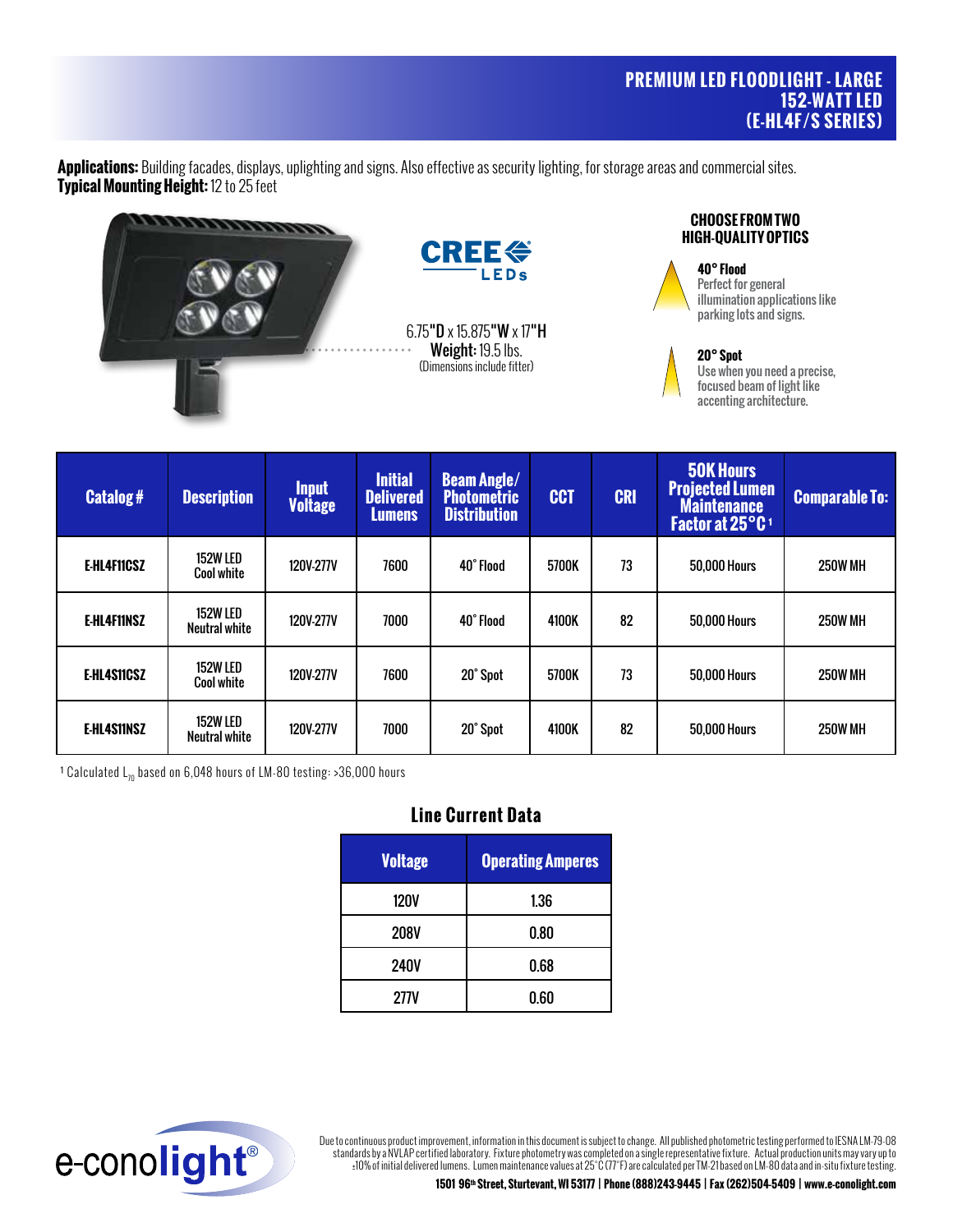# PREMIUM LED FLOODLIGHT - LARGE 152-WATT LED (E-HL4F/S SERIES)

**Applications:** Building facades, displays, uplighting and signs. Also effective as security lighting, for storage areas and commercial sites.
**Typical Mounting Height:** 12 to 25 feet

CREE LEDs

6.75"**D** x 15.875"**W** x 17"**H**
**Weight:** 19.5 lbs.
(Dimensions include fitter)

## CHOOSE FROM TWO HIGH-QUALITY OPTICS

**40° Flood**
Perfect for general illumination applications like parking lots and signs.

**20° Spot**
Use when you need a precise, focused beam of light like accenting architecture.

| Catalog # | Description | Input Voltage | Initial Delivered Lumens | Beam Angle/ Photometric Distribution | CCT | CRI | 50K Hours Projected Lumen Maintenance Factor at 25°C [1] | Comparable To: |
|---|---|---|---|---|---|---|---|---|
| E-HL4F11CSZ | 152W LED Cool white | 120V-277V | 7600 | 40° Flood | 5700K | 73 | 50,000 Hours | 250W MH |
| E-HL4F11NSZ | 152W LED Neutral white | 120V-277V | 7000 | 40° Flood | 4100K | 82 | 50,000 Hours | 250W MH |
| E-HL4S11CSZ | 152W LED Cool white | 120V-277V | 7600 | 20° Spot | 5700K | 73 | 50,000 Hours | 250W MH |
| E-HL4S11NSZ | 152W LED Neutral white | 120V-277V | 7000 | 20° Spot | 4100K | 82 | 50,000 Hours | 250W MH |

[1] Calculated $L_{70}$ based on 6,048 hours of LM-80 testing: >36,000 hours

## Line Current Data

| Voltage | Operating Amperes |
|---|---|
| 120V | 1.36 |
| 208V | 0.80 |
| 240V | 0.68 |
| 277V | 0.60 |

e-conolight®

Due to continuous product improvement, information in this document is subject to change. All published photometric testing performed to IESNA LM-79-08 standards by a NVLAP certified laboratory. Fixture photometry was completed on a single representative fixture. Actual production units may vary up to ±10% of initial delivered lumens. Lumen maintenance values at 25°C (77°F) are calculated per TM-21 based on LM-80 data and in-situ fixture testing.

**1501 96th Street, Sturtevant, WI 53177 | Phone (888)243-9445 | Fax (262)504-5409 | www.e-conolight.com**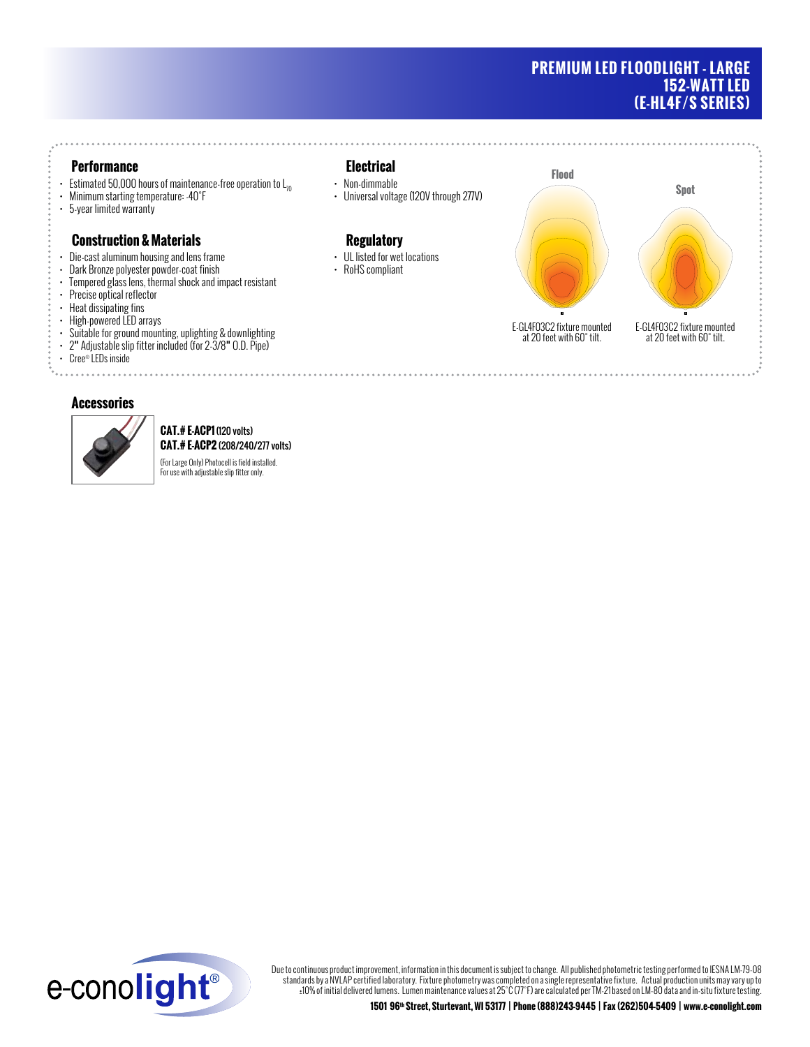# PREMIUM LED FLOODLIGHT - LARGE 152-WATT LED (E-HL4F/S SERIES)

## Performance

- Estimated 50,000 hours of maintenance-free operation to $L_{70}$
- Minimum starting temperature: -40°F
- 5-year limited warranty

## Construction & Materials

- Die-cast aluminum housing and lens frame
- Dark Bronze polyester powder-coat finish
- Tempered glass lens, thermal shock and impact resistant
- Precise optical reflector
- Heat dissipating fins
- High-powered LED arrays
- Suitable for ground mounting, uplighting & downlighting
- 2" Adjustable slip fitter included (for 2-3/8" O.D. Pipe)
- Cree® LEDs inside

## Electrical

- Non-dimmable
- Universal voltage (120V through 277V)

## Regulatory

- UL listed for wet locations
- RoHS compliant

Flood

E-GL4F03C2 fixture mounted at 20 feet with 60° tilt.

Spot

E-GL4F03C2 fixture mounted at 20 feet with 60° tilt.

## Accessories

**CAT.# E-ACP1** (120 volts)
**CAT.# E-ACP2** (208/240/277 volts)

(For Large Only) Photocell is field installed. For use with adjustable slip fitter only.

Due to continuous product improvement, information in this document is subject to change. All published photometric testing performed to IESNA LM-79-08 standards by a NVLAP certified laboratory. Fixture photometry was completed on a single representative fixture. Actual production units may vary up to ±10% of initial delivered lumens. Lumen maintenance values at 25°C (77°F) are calculated per TM-21 based on LM-80 data and in-situ fixture testing.

**1501 96th Street, Sturtevant, WI 53177 | Phone (888)243-9445 | Fax (262)504-5409 | www.e-conolight.com**